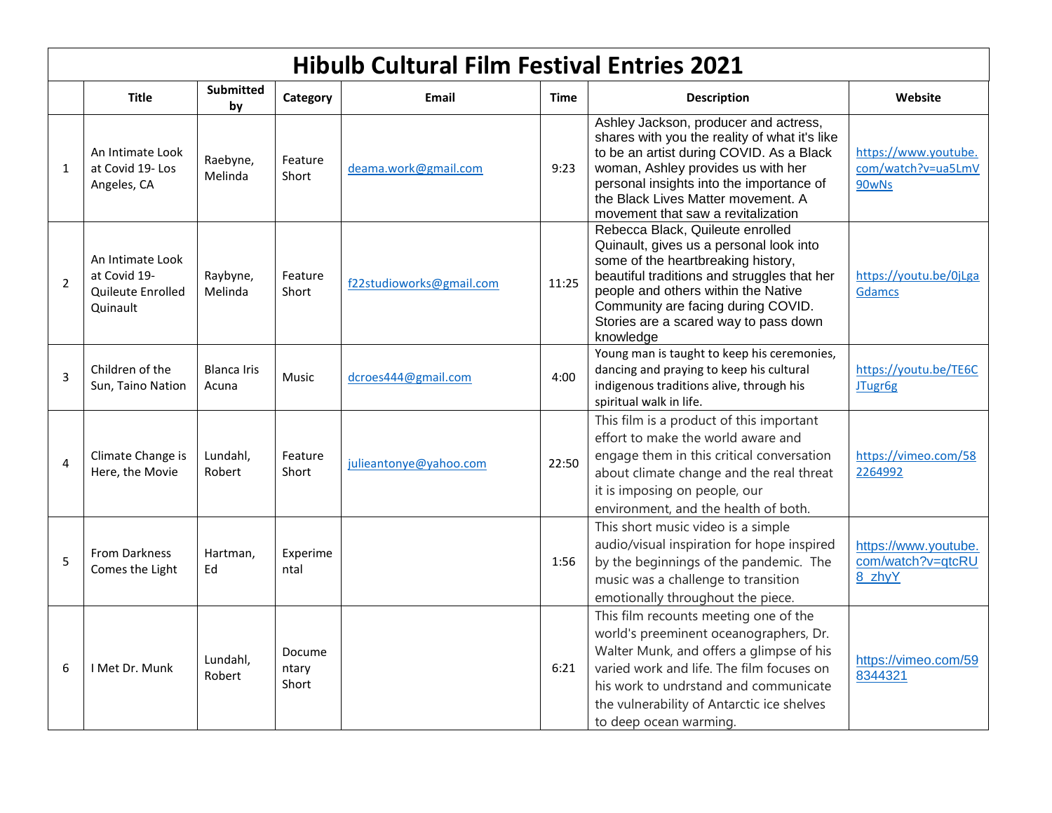# Hibulb Cultural Film Festival Entries 2021

| | Title | Submitted by | Category | Email | Time | Description | Website |
|---|---|---|---|---|---|---|---|
| 1 | An Intimate Look at Covid 19- Los Angeles, CA | Raebyne, Melinda | Feature Short | deama.work@gmail.com | 9:23 | Ashley Jackson, producer and actress, shares with you the reality of what it's like to be an artist during COVID. As a Black woman, Ashley provides us with her personal insights into the importance of the Black Lives Matter movement. A movement that saw a revitalization | https://www.youtube.com/watch?v=ua5LmV90wNs |
| 2 | An Intimate Look at Covid 19- Quileute Enrolled Quinault | Raybyne, Melinda | Feature Short | f22studioworks@gmail.com | 11:25 | Rebecca Black, Quileute enrolled Quinault, gives us a personal look into some of the heartbreaking history, beautiful traditions and struggles that her people and others within the Native Community are facing during COVID. Stories are a scared way to pass down knowledge | https://youtu.be/0jLgaGdamcs |
| 3 | Children of the Sun, Taino Nation | Blanca Iris Acuna | Music | dcroes444@gmail.com | 4:00 | Young man is taught to keep his ceremonies, dancing and praying to keep his cultural indigenous traditions alive, through his spiritual walk in life. | https://youtu.be/TE6CJTugr6g |
| 4 | Climate Change is Here, the Movie | Lundahl, Robert | Feature Short | julieantonye@yahoo.com | 22:50 | This film is a product of this important effort to make the world aware and engage them in this critical conversation about climate change and the real threat it is imposing on people, our environment, and the health of both. | https://vimeo.com/582264992 |
| 5 | From Darkness Comes the Light | Hartman, Ed | Experimental | | 1:56 | This short music video is a simple audio/visual inspiration for hope inspired by the beginnings of the pandemic. The music was a challenge to transition emotionally throughout the piece. | https://www.youtube.com/watch?v=qtcRU8_zhyY |
| 6 | I Met Dr. Munk | Lundahl, Robert | Documentary Short | | 6:21 | This film recounts meeting one of the world's preeminent oceanographers, Dr. Walter Munk, and offers a glimpse of his varied work and life. The film focuses on his work to undrstand and communicate the vulnerability of Antarctic ice shelves to deep ocean warming. | https://vimeo.com/598344321 |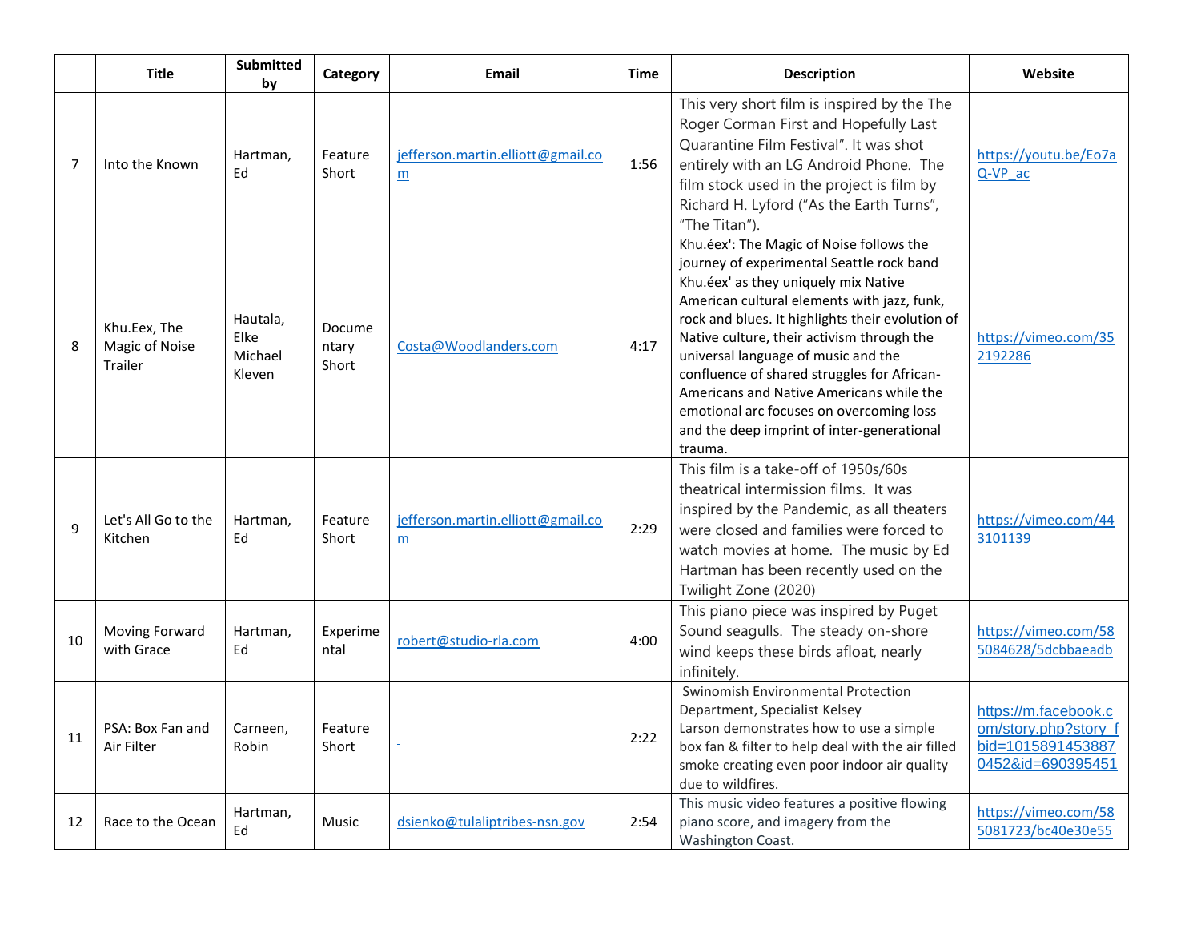| | Title | Submitted by | Category | Email | Time | Description | Website |
|---|---|---|---|---|---|---|---|
| 7 | Into the Known | Hartman, Ed | Feature Short | jefferson.martin.elliott@gmail.com | 1:56 | This very short film is inspired by the The Roger Corman First and Hopefully Last Quarantine Film Festival". It was shot entirely with an LG Android Phone. The film stock used in the project is film by Richard H. Lyford ("As the Earth Turns", "The Titan"). | https://youtu.be/Eo7aQ-VP_ac |
| 8 | Khu.Eex, The Magic of Noise Trailer | Hautala, Elke Michael Kleven | Documentary Short | Costa@Woodlanders.com | 4:17 | Khu.éex': The Magic of Noise follows the journey of experimental Seattle rock band Khu.éex' as they uniquely mix Native American cultural elements with jazz, funk, rock and blues. It highlights their evolution of Native culture, their activism through the universal language of music and the confluence of shared struggles for African-Americans and Native Americans while the emotional arc focuses on overcoming loss and the deep imprint of inter-generational trauma. | https://vimeo.com/352192286 |
| 9 | Let's All Go to the Kitchen | Hartman, Ed | Feature Short | jefferson.martin.elliott@gmail.com | 2:29 | This film is a take-off of 1950s/60s theatrical intermission films. It was inspired by the Pandemic, as all theaters were closed and families were forced to watch movies at home. The music by Ed Hartman has been recently used on the Twilight Zone (2020) | https://vimeo.com/443101139 |
| 10 | Moving Forward with Grace | Hartman, Ed | Experimental | robert@studio-rla.com | 4:00 | This piano piece was inspired by Puget Sound seagulls. The steady on-shore wind keeps these birds afloat, nearly infinitely. | https://vimeo.com/585084628/5dcbbaeadb |
| 11 | PSA: Box Fan and Air Filter | Carneen, Robin | Feature Short | - | 2:22 | Swinomish Environmental Protection Department, Specialist Kelsey Larson demonstrates how to use a simple box fan & filter to help deal with the air filled smoke creating even poor indoor air quality due to wildfires. | https://m.facebook.com/story.php?story_fbid=10158914538870452&id=690395451 |
| 12 | Race to the Ocean | Hartman, Ed | Music | dsienko@tulaliptribes-nsn.gov | 2:54 | This music video features a positive flowing piano score, and imagery from the Washington Coast. | https://vimeo.com/585081723/bc40e30e55 |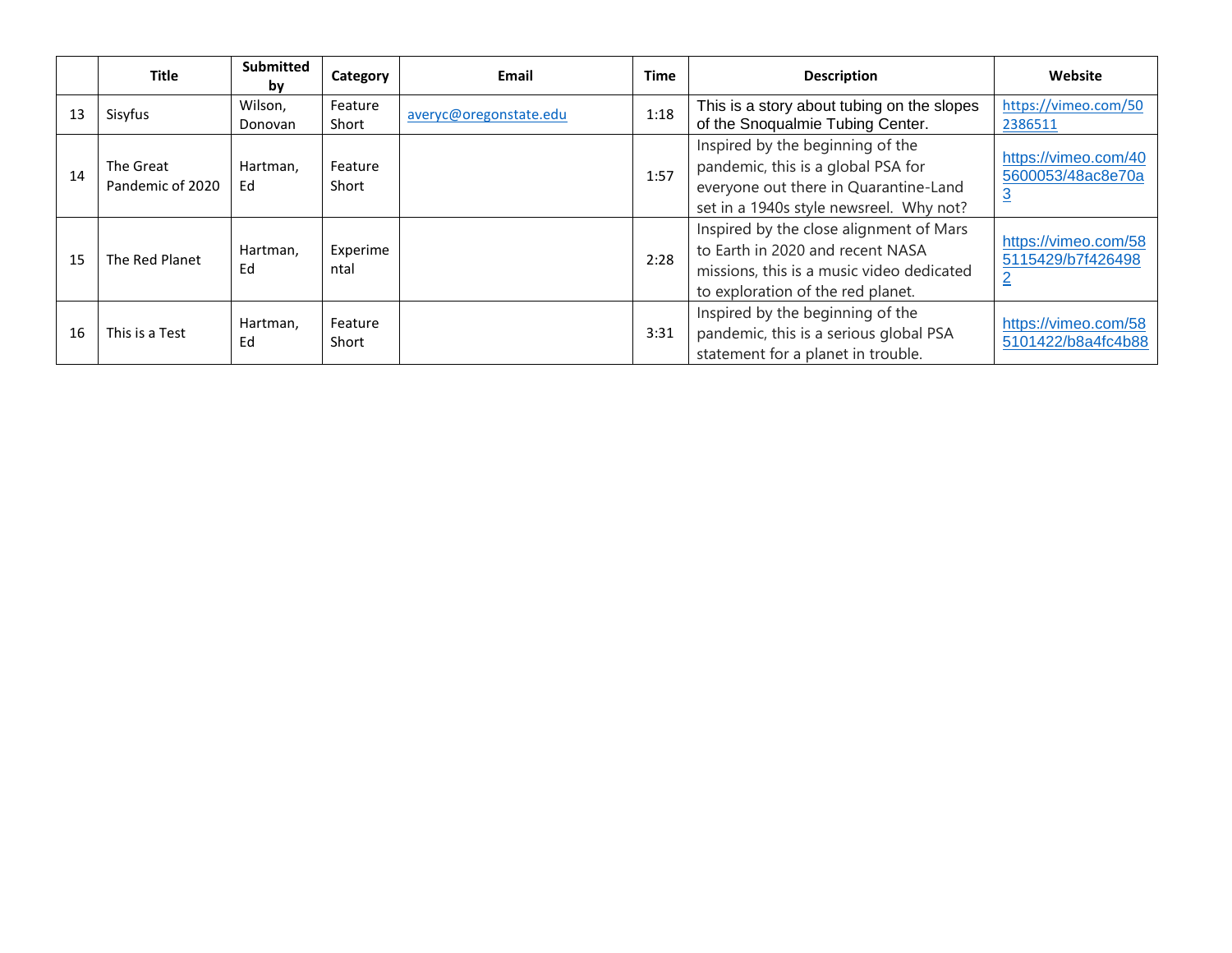| | Title | Submitted by | Category | Email | Time | Description | Website |
|---|---|---|---|---|---|---|---|
| 13 | Sisyfus | Wilson, Donovan | Feature Short | averyc@oregonstate.edu | 1:18 | This is a story about tubing on the slopes of the Snoqualmie Tubing Center. | https://vimeo.com/502386511 |
| 14 | The Great Pandemic of 2020 | Hartman, Ed | Feature Short | | 1:57 | Inspired by the beginning of the pandemic, this is a global PSA for everyone out there in Quarantine-Land set in a 1940s style newsreel. Why not? | https://vimeo.com/405600053/48ac8e70a3 |
| 15 | The Red Planet | Hartman, Ed | Experimental | | 2:28 | Inspired by the close alignment of Mars to Earth in 2020 and recent NASA missions, this is a music video dedicated to exploration of the red planet. | https://vimeo.com/585115429/b7f4264982 |
| 16 | This is a Test | Hartman, Ed | Feature Short | | 3:31 | Inspired by the beginning of the pandemic, this is a serious global PSA statement for a planet in trouble. | https://vimeo.com/585101422/b8a4fc4b88 |